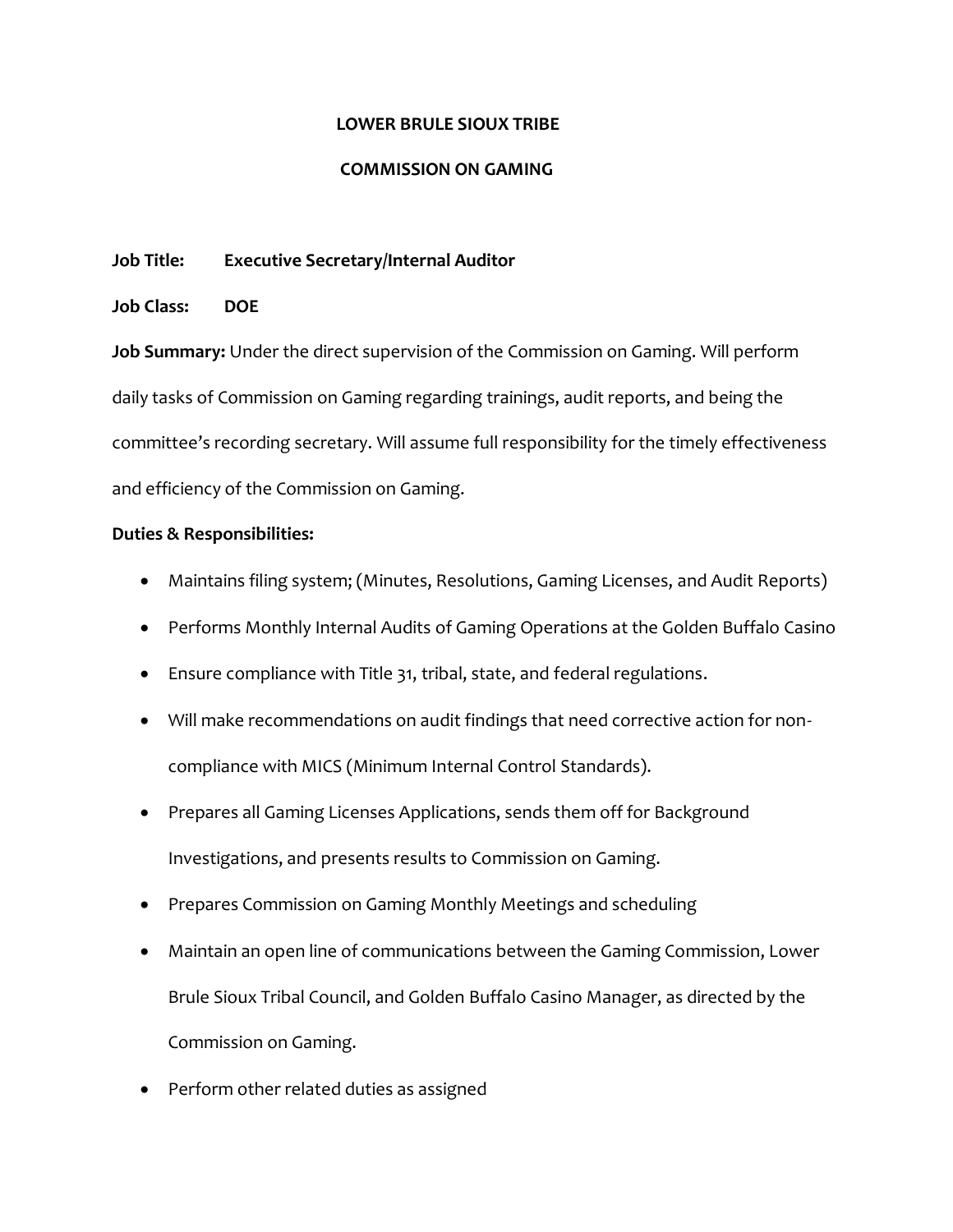# LOWER BRULE SIOUX TRIBE

## COMMISSION ON GAMING

**Job Title:** **Executive Secretary/Internal Auditor**

**Job Class:** **DOE**

**Job Summary:** Under the direct supervision of the Commission on Gaming. Will perform daily tasks of Commission on Gaming regarding trainings, audit reports, and being the committee's recording secretary. Will assume full responsibility for the timely effectiveness and efficiency of the Commission on Gaming.

**Duties & Responsibilities:**

- Maintains filing system; (Minutes, Resolutions, Gaming Licenses, and Audit Reports)
- Performs Monthly Internal Audits of Gaming Operations at the Golden Buffalo Casino
- Ensure compliance with Title 31, tribal, state, and federal regulations.
- Will make recommendations on audit findings that need corrective action for non-compliance with MICS (Minimum Internal Control Standards).
- Prepares all Gaming Licenses Applications, sends them off for Background Investigations, and presents results to Commission on Gaming.
- Prepares Commission on Gaming Monthly Meetings and scheduling
- Maintain an open line of communications between the Gaming Commission, Lower Brule Sioux Tribal Council, and Golden Buffalo Casino Manager, as directed by the Commission on Gaming.
- Perform other related duties as assigned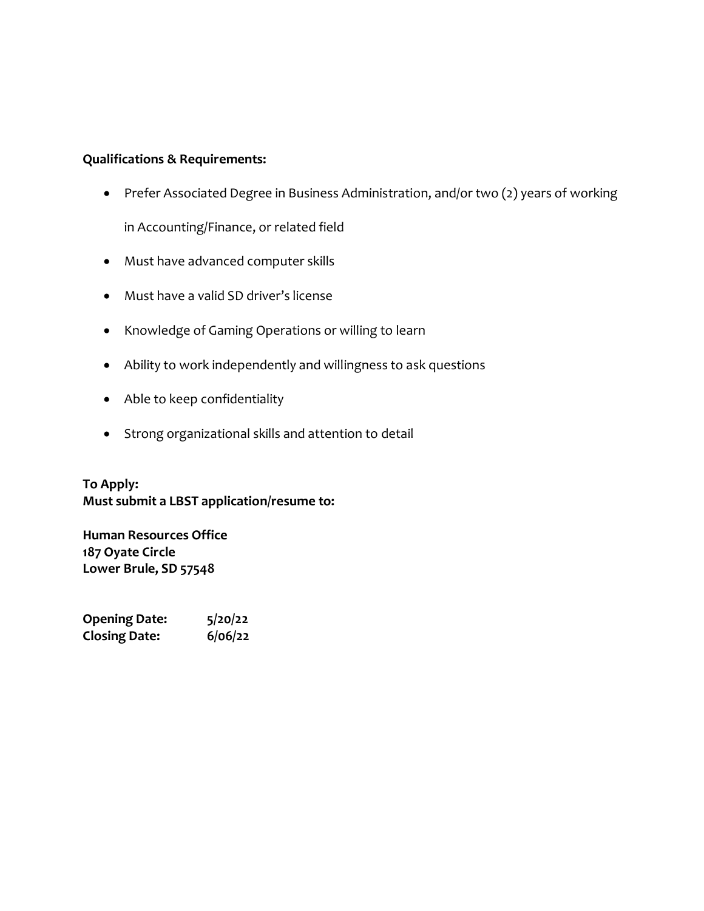**Qualifications & Requirements:**

- Prefer Associated Degree in Business Administration, and/or two (2) years of working in Accounting/Finance, or related field
- Must have advanced computer skills
- Must have a valid SD driver's license
- Knowledge of Gaming Operations or willing to learn
- Ability to work independently and willingness to ask questions
- Able to keep confidentiality
- Strong organizational skills and attention to detail

**To Apply:**
**Must submit a LBST application/resume to:**

**Human Resources Office**
**187 Oyate Circle**
**Lower Brule, SD 57548**

| | |
|---|---|
| **Opening Date:** | **5/20/22** |
| **Closing Date:** | **6/06/22** |